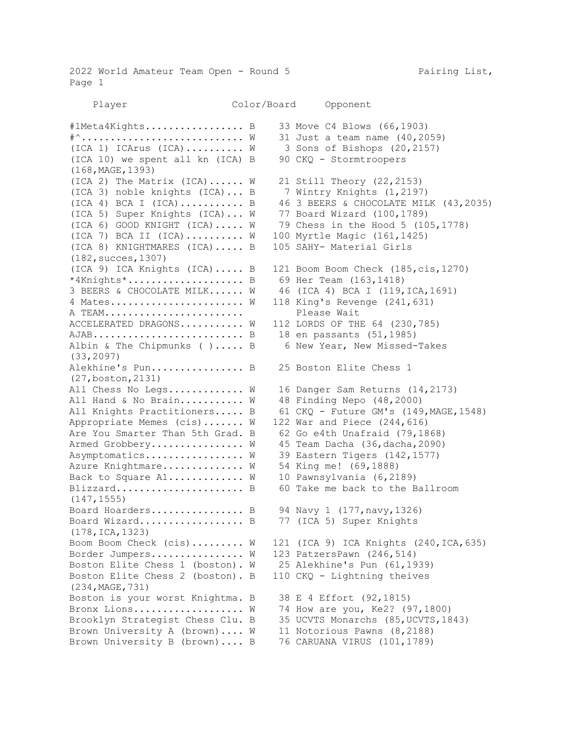2022 World Amateur Team Open - Round 5 Pairing List, Page 1

| Player | Color/Board | Opponent |
| --- | --- | --- |
| #1Meta4Kights................ | B | 33 Move C4 Blows (66,1903) |
| #^........................... | W | 31 Just a team name (40,2059) |
| (ICA 1) ICArus (ICA)......... | W | 3 Sons of Bishops (20,2157) |
| (ICA 10) we spent all kn (ICA) | B | 90 CKQ - Stormtroopers (168,MAGE,1393) |
| (ICA 2) The Matrix (ICA)...... | W | 21 Still Theory (22,2153) |
| (ICA 3) noble knights (ICA)... | B | 7 Wintry Knights (1,2197) |
| (ICA 4) BCA I (ICA).......... | B | 46 3 BEERS & CHOCOLATE MILK (43,2035) |
| (ICA 5) Super Knights (ICA)... | W | 77 Board Wizard (100,1789) |
| (ICA 6) GOOD KNIGHT (ICA)..... | W | 79 Chess in the Hood 5 (105,1778) |
| (ICA 7) BCA II (ICA)......... | W | 100 Myrtle Magic (161,1425) |
| (ICA 8) KNIGHTMARES (ICA)..... | B | 105 SAHY- Material Girls (182,succes,1307) |
| (ICA 9) ICA Knights (ICA)..... | B | 121 Boom Boom Check (185,cis,1270) |
| *4Knights*................... | B | 69 Her Team (163,1418) |
| 3 BEERS & CHOCOLATE MILK...... | W | 46 (ICA 4) BCA I (119,ICA,1691) |
| 4 Mates...................... | W | 118 King's Revenge (241,631) |
| A TEAM....................... | | Please Wait |
| ACCELERATED DRAGONS.......... | W | 112 LORDS OF THE 64 (230,785) |
| AJAB......................... | B | 18 en passants (51,1985) |
| Albin & The Chipmunks ( )..... | B | 6 New Year, New Missed-Takes (33,2097) |
| Alekhine's Pun............... | B | 25 Boston Elite Chess 1 (27,boston,2131) |
| All Chess No Legs............ | W | 16 Danger Sam Returns (14,2173) |
| All Hand & No Brain.......... | W | 48 Finding Nepo (48,2000) |
| All Knights Practitioners..... | B | 61 CKQ - Future GM's (149,MAGE,1548) |
| Appropriate Memes (cis)....... | W | 122 War and Piece (244,616) |
| Are You Smarter Than 5th Grad. | B | 62 Go e4th Unafraid (79,1868) |
| Armed Grobbery............... | W | 45 Team Dacha (36,dacha,2090) |
| Asymptomatics................ | W | 39 Eastern Tigers (142,1577) |
| Azure Knightmare............. | W | 54 King me! (69,1888) |
| Back to Square A1............ | W | 10 Pawnsylvania (6,2189) |
| Blizzard..................... | B | 60 Take me back to the Ballroom (147,1555) |
| Board Hoarders............... | B | 94 Navy 1 (177,navy,1326) |
| Board Wizard................. | B | 77 (ICA 5) Super Knights (178,ICA,1323) |
| Boom Boom Check (cis)......... | W | 121 (ICA 9) ICA Knights (240,ICA,635) |
| Border Jumpers............... | W | 123 PatzersPawn (246,514) |
| Boston Elite Chess 1 (boston). | W | 25 Alekhine's Pun (61,1939) |
| Boston Elite Chess 2 (boston). | B | 110 CKQ - Lightning theives (234,MAGE,731) |
| Boston is your worst Knightma. | B | 38 E 4 Effort (92,1815) |
| Bronx Lions.................. | W | 74 How are you, Ke2? (97,1800) |
| Brooklyn Strategist Chess Clu. | B | 35 UCVTS Monarchs (85,UCVTS,1843) |
| Brown University A (brown).... | W | 11 Notorious Pawns (8,2188) |
| Brown University B (brown).... | B | 76 CARUANA VIRUS (101,1789) |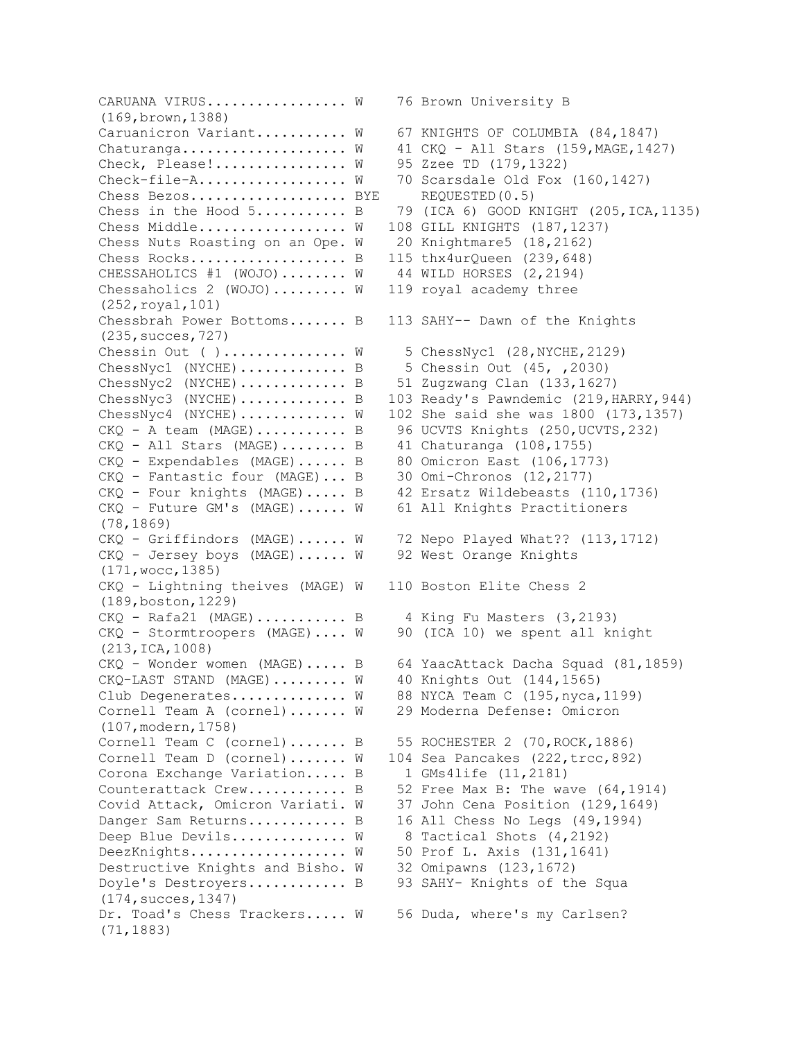```
CARUANA VIRUS................ W    76 Brown University B
(169,brown,1388)
Caruanicron Variant.......... W    67 KNIGHTS OF COLUMBIA (84,1847)
Chaturanga................... W    41 CKQ - All Stars (159,MAGE,1427)
Check, Please!............... W    95 Zzee TD (179,1322)
Check-file-A................. W    70 Scarsdale Old Fox (160,1427)
Chess Bezos.................. BYE     REQUESTED(0.5)
Chess in the Hood 5.......... B    79 (ICA 6) GOOD KNIGHT (205,ICA,1135)
Chess Middle................. W   108 GILL KNIGHTS (187,1237)
Chess Nuts Roasting on an Ope. W    20 Knightmare5 (18,2162)
Chess Rocks.................. B   115 thx4urQueen (239,648)
CHESSAHOLICS #1 (WOJO)........ W    44 WILD HORSES (2,2194)
Chessaholics 2 (WOJO)......... W   119 royal academy three
(252,royal,101)
Chessbrah Power Bottoms....... B   113 SAHY-- Dawn of the Knights
(235,succes,727)
Chessin Out ( ).............. W     5 ChessNyc1 (28,NYCHE,2129)
ChessNyc1 (NYCHE)............ B     5 Chessin Out (45, ,2030)
ChessNyc2 (NYCHE)............ B    51 Zugzwang Clan (133,1627)
ChessNyc3 (NYCHE)............ B   103 Ready's Pawndemic (219,HARRY,944)
ChessNyc4 (NYCHE)............ W   102 She said she was 1800 (173,1357)
CKQ - A team (MAGE).......... B    96 UCVTS Knights (250,UCVTS,232)
CKQ - All Stars (MAGE)........ B    41 Chaturanga (108,1755)
CKQ - Expendables (MAGE)...... B    80 Omicron East (106,1773)
CKQ - Fantastic four (MAGE)... B    30 Omi-Chronos (12,2177)
CKQ - Four knights (MAGE)..... B    42 Ersatz Wildebeasts (110,1736)
CKQ - Future GM's (MAGE)...... W    61 All Knights Practitioners
(78,1869)
CKQ - Griffindors (MAGE)...... W    72 Nepo Played What?? (113,1712)
CKQ - Jersey boys (MAGE)...... W    92 West Orange Knights
(171,wocc,1385)
CKQ - Lightning theives (MAGE) W   110 Boston Elite Chess 2
(189,boston,1229)
CKQ - Rafa21 (MAGE).......... B     4 King Fu Masters (3,2193)
CKQ - Stormtroopers (MAGE).... W    90 (ICA 10) we spent all knight
(213,ICA,1008)
CKQ - Wonder women (MAGE)..... B    64 YaacAttack Dacha Squad (81,1859)
CKQ-LAST STAND (MAGE)......... W    40 Knights Out (144,1565)
Club Degenerates............. W    88 NYCA Team C (195,nyca,1199)
Cornell Team A (cornel)....... W    29 Moderna Defense: Omicron
(107,modern,1758)
Cornell Team C (cornel)....... B    55 ROCHESTER 2 (70,ROCK,1886)
Cornell Team D (cornel)....... W   104 Sea Pancakes (222,trcc,892)
Corona Exchange Variation..... B     1 GMs4life (11,2181)
Counterattack Crew........... B    52 Free Max B: The wave (64,1914)
Covid Attack, Omicron Variati. W    37 John Cena Position (129,1649)
Danger Sam Returns........... B    16 All Chess No Legs (49,1994)
Deep Blue Devils............. W     8 Tactical Shots (4,2192)
DeezKnights.................. W    50 Prof L. Axis (131,1641)
Destructive Knights and Bisho. W    32 Omipawns (123,1672)
Doyle's Destroyers........... B    93 SAHY- Knights of the Squa
(174,succes,1347)
Dr. Toad's Chess Trackers..... W    56 Duda, where's my Carlsen?
(71,1883)
```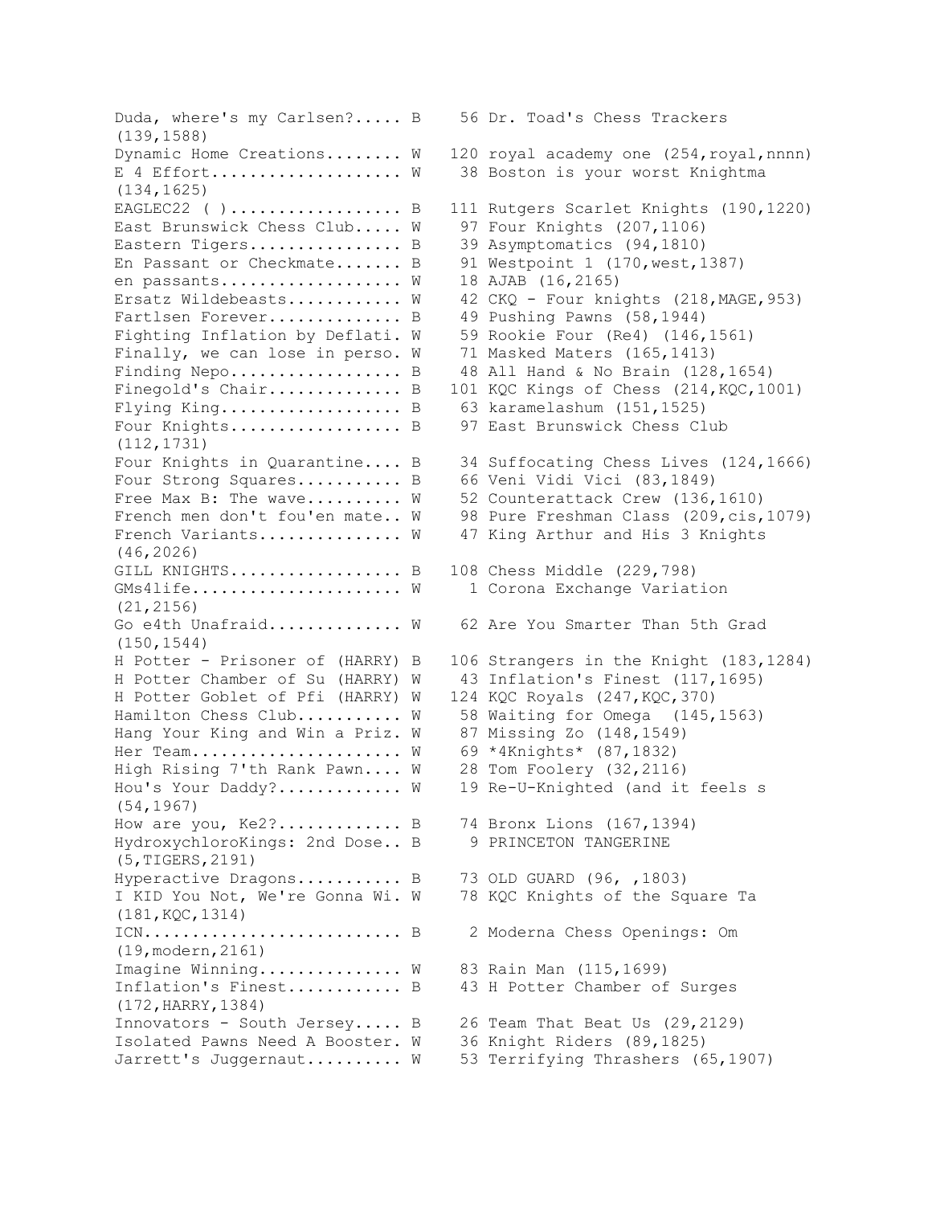```
Duda, where's my Carlsen?..... B    56 Dr. Toad's Chess Trackers
(139,1588)
Dynamic Home Creations........ W   120 royal academy one (254,royal,nnnn)
E 4 Effort.................... W    38 Boston is your worst Knightma
(134,1625)
EAGLEC22 ( )................. B   111 Rutgers Scarlet Knights (190,1220)
East Brunswick Chess Club..... W    97 Four Knights (207,1106)
Eastern Tigers................ B    39 Asymptomatics (94,1810)
En Passant or Checkmate....... B    91 Westpoint 1 (170,west,1387)
en passants................... W    18 AJAB (16,2165)
Ersatz Wildebeasts............ W    42 CKQ - Four knights (218,MAGE,953)
Fartlsen Forever.............. B    49 Pushing Pawns (58,1944)
Fighting Inflation by Deflati. W    59 Rookie Four (Re4) (146,1561)
Finally, we can lose in perso. W    71 Masked Maters (165,1413)
Finding Nepo.................. B    48 All Hand & No Brain (128,1654)
Finegold's Chair.............. B   101 KQC Kings of Chess (214,KQC,1001)
Flying King................... B    63 karamelashum (151,1525)
Four Knights.................. B    97 East Brunswick Chess Club
(112,1731)
Four Knights in Quarantine.... B    34 Suffocating Chess Lives (124,1666)
Four Strong Squares........... B    66 Veni Vidi Vici (83,1849)
Free Max B: The wave.......... W    52 Counterattack Crew (136,1610)
French men don't fou'en mate.. W    98 Pure Freshman Class (209,cis,1079)
French Variants............... W    47 King Arthur and His 3 Knights
(46,2026)
GILL KNIGHTS.................. B   108 Chess Middle (229,798)
GMs4life...................... W     1 Corona Exchange Variation
(21,2156)
Go e4th Unafraid.............. W    62 Are You Smarter Than 5th Grad
(150,1544)
H Potter - Prisoner of (HARRY) B   106 Strangers in the Knight (183,1284)
H Potter Chamber of Su (HARRY) W    43 Inflation's Finest (117,1695)
H Potter Goblet of Pfi (HARRY) W   124 KQC Royals (247,KQC,370)
Hamilton Chess Club........... W    58 Waiting for Omega  (145,1563)
Hang Your King and Win a Priz. W    87 Missing Zo (148,1549)
Her Team...................... W    69 *4Knights* (87,1832)
High Rising 7'th Rank Pawn.... W    28 Tom Foolery (32,2116)
Hou's Your Daddy?............. W    19 Re-U-Knighted (and it feels s
(54,1967)
How are you, Ke2?............. B    74 Bronx Lions (167,1394)
HydroxychloroKings: 2nd Dose.. B     9 PRINCETON TANGERINE
(5,TIGERS,2191)
Hyperactive Dragons........... B    73 OLD GUARD (96, ,1803)
I KID You Not, We're Gonna Wi. W    78 KQC Knights of the Square Ta
(181,KQC,1314)
ICN........................... B     2 Moderna Chess Openings: Om
(19,modern,2161)
Imagine Winning............... W    83 Rain Man (115,1699)
Inflation's Finest............ B    43 H Potter Chamber of Surges
(172,HARRY,1384)
Innovators - South Jersey..... B    26 Team That Beat Us (29,2129)
Isolated Pawns Need A Booster. W    36 Knight Riders (89,1825)
Jarrett's Juggernaut.......... W    53 Terrifying Thrashers (65,1907)
```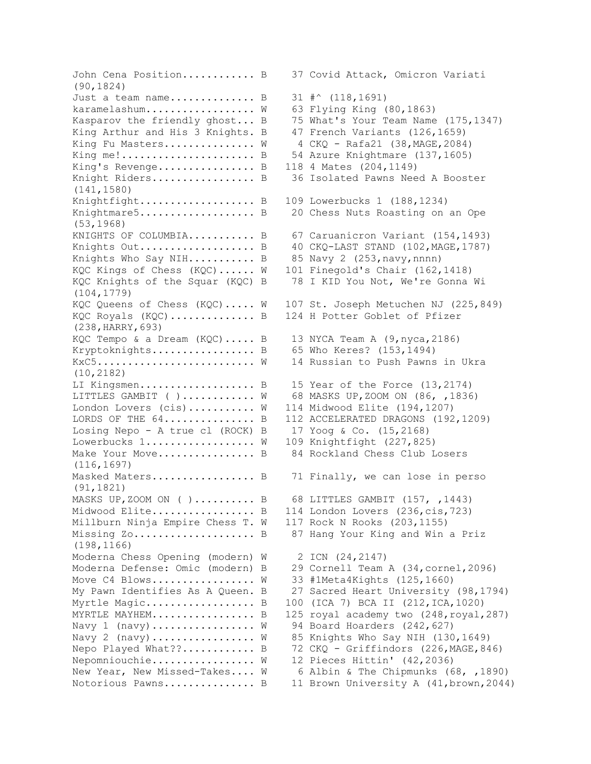```
John Cena Position........... B   37 Covid Attack, Omicron Variati
(90,1824)
Just a team name............. B   31 #^ (118,1691)
karamelashum................. W   63 Flying King (80,1863)
Kasparov the friendly ghost... B   75 What's Your Team Name (175,1347)
King Arthur and His 3 Knights. B   47 French Variants (126,1659)
King Fu Masters.............. W    4 CKQ - Rafa21 (38,MAGE,2084)
King me!..................... B   54 Azure Knightmare (137,1605)
King's Revenge............... B  118 4 Mates (204,1149)
Knight Riders................ B   36 Isolated Pawns Need A Booster
(141,1580)
Knightfight.................. B  109 Lowerbucks 1 (188,1234)
Knightmare5.................. B   20 Chess Nuts Roasting on an Ope
(53,1968)
KNIGHTS OF COLUMBIA.......... B   67 Caruanicron Variant (154,1493)
Knights Out.................. B   40 CKQ-LAST STAND (102,MAGE,1787)
Knights Who Say NIH.......... B   85 Navy 2 (253,navy,nnnn)
KQC Kings of Chess (KQC)...... W  101 Finegold's Chair (162,1418)
KQC Knights of the Squar (KQC) B   78 I KID You Not, We're Gonna Wi
(104,1779)
KQC Queens of Chess (KQC)..... W  107 St. Joseph Metuchen NJ (225,849)
KQC Royals (KQC)............. B  124 H Potter Goblet of Pfizer
(238,HARRY,693)
KQC Tempo & a Dream (KQC)..... B   13 NYCA Team A (9,nyca,2186)
Kryptoknights................ B   65 Who Keres? (153,1494)
KxC5......................... W   14 Russian to Push Pawns in Ukra
(10,2182)
LI Kingsmen.................. B   15 Year of the Force (13,2174)
LITTLES GAMBIT ( )........... W   68 MASKS UP,ZOOM ON (86, ,1836)
London Lovers (cis).......... W  114 Midwood Elite (194,1207)
LORDS OF THE 64.............. B  112 ACCELERATED DRAGONS (192,1209)
Losing Nepo - A true cl (ROCK) B   17 Yoog & Co. (15,2168)
Lowerbucks 1................. W  109 Knightfight (227,825)
Make Your Move............... B   84 Rockland Chess Club Losers
(116,1697)
Masked Maters................ B   71 Finally, we can lose in perso
(91,1821)
MASKS UP,ZOOM ON ( )......... B   68 LITTLES GAMBIT (157, ,1443)
Midwood Elite................ B  114 London Lovers (236,cis,723)
Millburn Ninja Empire Chess T. W  117 Rock N Rooks (203,1155)
Missing Zo................... B   87 Hang Your King and Win a Priz
(198,1166)
Moderna Chess Opening (modern) W    2 ICN (24,2147)
Moderna Defense: Omic (modern) B   29 Cornell Team A (34,cornel,2096)
Move C4 Blows................ W   33 #1Meta4Kights (125,1660)
My Pawn Identifies As A Queen. B   27 Sacred Heart University (98,1794)
Myrtle Magic................. B  100 (ICA 7) BCA II (212,ICA,1020)
MYRTLE MAYHEM................ B  125 royal academy two (248,royal,287)
Navy 1 (navy)................ W   94 Board Hoarders (242,627)
Navy 2 (navy)................ W   85 Knights Who Say NIH (130,1649)
Nepo Played What??........... B   72 CKQ - Griffindors (226,MAGE,846)
Nepomniouchie................ W   12 Pieces Hittin' (42,2036)
New Year, New Missed-Takes.... W    6 Albin & The Chipmunks (68, ,1890)
Notorious Pawns.............. B   11 Brown University A (41,brown,2044)
```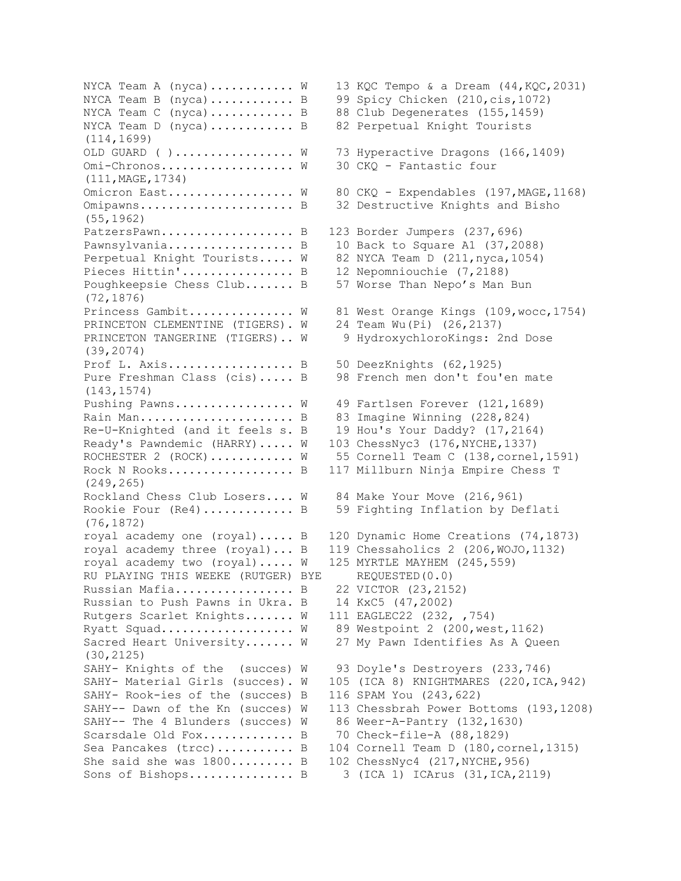```
NYCA Team A (nyca)........... W    13 KQC Tempo & a Dream (44,KQC,2031)
NYCA Team B (nyca)........... B    99 Spicy Chicken (210,cis,1072)
NYCA Team C (nyca)........... B    88 Club Degenerates (155,1459)
NYCA Team D (nyca)........... B    82 Perpetual Knight Tourists
(114,1699)
OLD GUARD ( )................ W    73 Hyperactive Dragons (166,1409)
Omi-Chronos.................. W    30 CKQ - Fantastic four
(111,MAGE,1734)
Omicron East................. W    80 CKQ - Expendables (197,MAGE,1168)
Omipawns..................... B    32 Destructive Knights and Bisho
(55,1962)
PatzersPawn.................. B   123 Border Jumpers (237,696)
Pawnsylvania................. B    10 Back to Square A1 (37,2088)
Perpetual Knight Tourists..... W    82 NYCA Team D (211,nyca,1054)
Pieces Hittin'............... B    12 Nepomniouchie (7,2188)
Poughkeepsie Chess Club....... B    57 Worse Than Nepo's Man Bun
(72,1876)
Princess Gambit.............. W    81 West Orange Kings (109,wocc,1754)
PRINCETON CLEMENTINE (TIGERS). W    24 Team Wu(Pi) (26,2137)
PRINCETON TANGERINE (TIGERS).. W     9 HydroxychloroKings: 2nd Dose
(39,2074)
Prof L. Axis................. B    50 DeezKnights (62,1925)
Pure Freshman Class (cis)..... B    98 French men don't fou'en mate
(143,1574)
Pushing Pawns................ W    49 Fartlsen Forever (121,1689)
Rain Man..................... B    83 Imagine Winning (228,824)
Re-U-Knighted (and it feels s. B    19 Hou's Your Daddy? (17,2164)
Ready's Pawndemic (HARRY)..... W   103 ChessNyc3 (176,NYCHE,1337)
ROCHESTER 2 (ROCK)........... W    55 Cornell Team C (138,cornel,1591)
Rock N Rooks................. B   117 Millburn Ninja Empire Chess T
(249,265)
Rockland Chess Club Losers.... W    84 Make Your Move (216,961)
Rookie Four (Re4)............ B    59 Fighting Inflation by Deflati
(76,1872)
royal academy one (royal)..... B   120 Dynamic Home Creations (74,1873)
royal academy three (royal)... B   119 Chessaholics 2 (206,WOJO,1132)
royal academy two (royal)..... W   125 MYRTLE MAYHEM (245,559)
RU PLAYING THIS WEEKE (RUTGER) BYE     REQUESTED(0.0)
Russian Mafia................ B    22 VICTOR (23,2152)
Russian to Push Pawns in Ukra. B    14 KxC5 (47,2002)
Rutgers Scarlet Knights....... W   111 EAGLEC22 (232, ,754)
Ryatt Squad.................. W    89 Westpoint 2 (200,west,1162)
Sacred Heart University....... W    27 My Pawn Identifies As A Queen
(30,2125)
SAHY- Knights of the  (succes) W    93 Doyle's Destroyers (233,746)
SAHY- Material Girls (succes). W   105 (ICA 8) KNIGHTMARES (220,ICA,942)
SAHY- Rook-ies of the (succes) B   116 SPAM You (243,622)
SAHY-- Dawn of the Kn (succes) W   113 Chessbrah Power Bottoms (193,1208)
SAHY-- The 4 Blunders (succes) W    86 Weer-A-Pantry (132,1630)
Scarsdale Old Fox............ B    70 Check-file-A (88,1829)
Sea Pancakes (trcc).......... B   104 Cornell Team D (180,cornel,1315)
She said she was 1800......... B   102 ChessNyc4 (217,NYCHE,956)
Sons of Bishops.............. B     3 (ICA 1) ICArus (31,ICA,2119)
```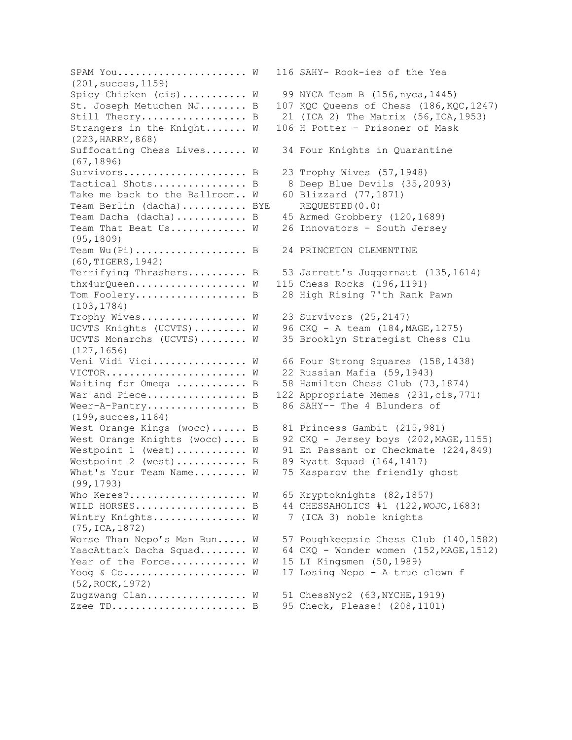```
SPAM You...................... W   116 SAHY- Rook-ies of the Yea
(201,succes,1159)
Spicy Chicken (cis).......... W    99 NYCA Team B (156,nyca,1445)
St. Joseph Metuchen NJ........ B   107 KQC Queens of Chess (186,KQC,1247)
Still Theory................. B    21 (ICA 2) The Matrix (56,ICA,1953)
Strangers in the Knight....... W   106 H Potter - Prisoner of Mask
(223,HARRY,868)
Suffocating Chess Lives....... W    34 Four Knights in Quarantine
(67,1896)
Survivors.................... B    23 Trophy Wives (57,1948)
Tactical Shots............... B     8 Deep Blue Devils (35,2093)
Take me back to the Ballroom.. W    60 Blizzard (77,1871)
Team Berlin (dacha).......... BYE     REQUESTED(0.0)
Team Dacha (dacha)........... B    45 Armed Grobbery (120,1689)
Team That Beat Us............ W    26 Innovators - South Jersey
(95,1809)
Team Wu(Pi).................. B    24 PRINCETON CLEMENTINE
(60,TIGERS,1942)
Terrifying Thrashers......... B    53 Jarrett's Juggernaut (135,1614)
thx4urQueen.................. W   115 Chess Rocks (196,1191)
Tom Foolery.................. B    28 High Rising 7'th Rank Pawn
(103,1784)
Trophy Wives................. W    23 Survivors (25,2147)
UCVTS Knights (UCVTS)......... W    96 CKQ - A team (184,MAGE,1275)
UCVTS Monarchs (UCVTS)........ W    35 Brooklyn Strategist Chess Clu
(127,1656)
Veni Vidi Vici............... W    66 Four Strong Squares (158,1438)
VICTOR....................... W    22 Russian Mafia (59,1943)
Waiting for Omega ........... B    58 Hamilton Chess Club (73,1874)
War and Piece................ B   122 Appropriate Memes (231,cis,771)
Weer-A-Pantry................ B    86 SAHY-- The 4 Blunders of
(199,succes,1164)
West Orange Kings (wocc)...... B    81 Princess Gambit (215,981)
West Orange Knights (wocc).... B    92 CKQ - Jersey boys (202,MAGE,1155)
Westpoint 1 (west)........... W    91 En Passant or Checkmate (224,849)
Westpoint 2 (west)........... B    89 Ryatt Squad (164,1417)
What's Your Team Name......... W    75 Kasparov the friendly ghost
(99,1793)
Who Keres?................... W    65 Kryptoknights (82,1857)
WILD HORSES.................. B    44 CHESSAHOLICS #1 (122,WOJO,1683)
Wintry Knights............... W     7 (ICA 3) noble knights
(75,ICA,1872)
Worse Than Nepo's Man Bun..... W    57 Poughkeepsie Chess Club (140,1582)
YaacAttack Dacha Squad........ W    64 CKQ - Wonder women (152,MAGE,1512)
Year of the Force............ W    15 LI Kingsmen (50,1989)
Yoog & Co.................... W    17 Losing Nepo - A true clown f
(52,ROCK,1972)
Zugzwang Clan................ W    51 ChessNyc2 (63,NYCHE,1919)
Zzee TD...................... B    95 Check, Please! (208,1101)
```